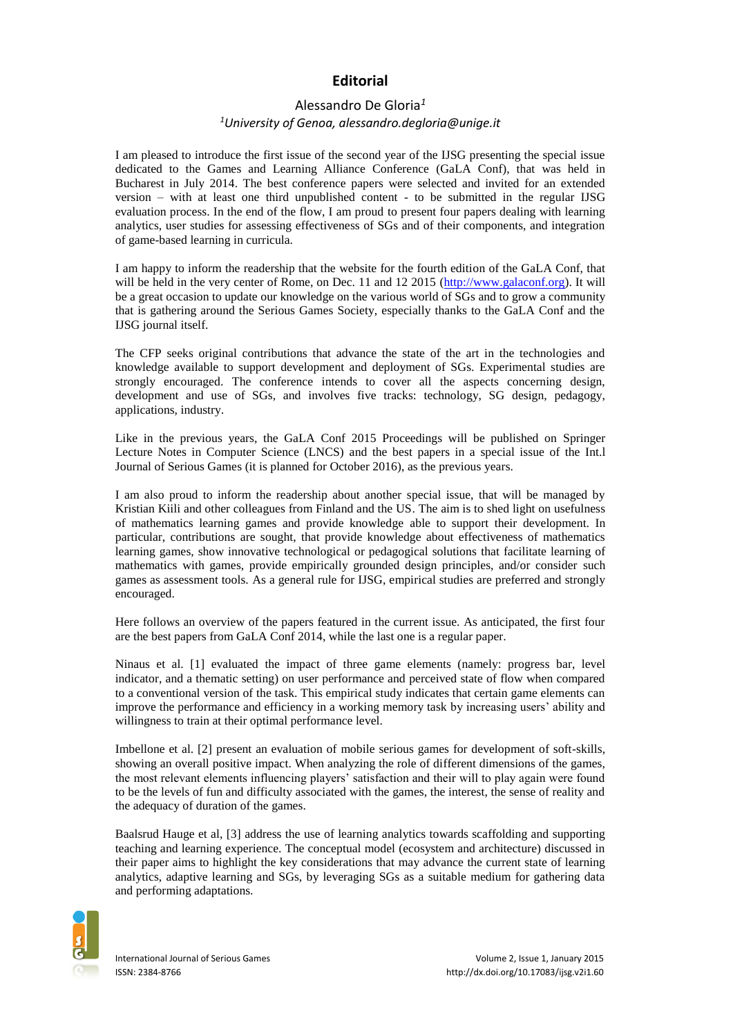# Editorial

Alessandro De Gloria[1]

[1]*University of Genoa, alessandro.degloria@unige.it*

I am pleased to introduce the first issue of the second year of the IJSG presenting the special issue dedicated to the Games and Learning Alliance Conference (GaLA Conf), that was held in Bucharest in July 2014. The best conference papers were selected and invited for an extended version – with at least one third unpublished content - to be submitted in the regular IJSG evaluation process. In the end of the flow, I am proud to present four papers dealing with learning analytics, user studies for assessing effectiveness of SGs and of their components, and integration of game-based learning in curricula.

I am happy to inform the readership that the website for the fourth edition of the GaLA Conf, that will be held in the very center of Rome, on Dec. 11 and 12 2015 (http://www.galaconf.org). It will be a great occasion to update our knowledge on the various world of SGs and to grow a community that is gathering around the Serious Games Society, especially thanks to the GaLA Conf and the IJSG journal itself.

The CFP seeks original contributions that advance the state of the art in the technologies and knowledge available to support development and deployment of SGs. Experimental studies are strongly encouraged. The conference intends to cover all the aspects concerning design, development and use of SGs, and involves five tracks: technology, SG design, pedagogy, applications, industry.

Like in the previous years, the GaLA Conf 2015 Proceedings will be published on Springer Lecture Notes in Computer Science (LNCS) and the best papers in a special issue of the Int.l Journal of Serious Games (it is planned for October 2016), as the previous years.

I am also proud to inform the readership about another special issue, that will be managed by Kristian Kiili and other colleagues from Finland and the US. The aim is to shed light on usefulness of mathematics learning games and provide knowledge able to support their development. In particular, contributions are sought, that provide knowledge about effectiveness of mathematics learning games, show innovative technological or pedagogical solutions that facilitate learning of mathematics with games, provide empirically grounded design principles, and/or consider such games as assessment tools. As a general rule for IJSG, empirical studies are preferred and strongly encouraged.

Here follows an overview of the papers featured in the current issue. As anticipated, the first four are the best papers from GaLA Conf 2014, while the last one is a regular paper.

Ninaus et al. [1] evaluated the impact of three game elements (namely: progress bar, level indicator, and a thematic setting) on user performance and perceived state of flow when compared to a conventional version of the task. This empirical study indicates that certain game elements can improve the performance and efficiency in a working memory task by increasing users' ability and willingness to train at their optimal performance level.

Imbellone et al. [2] present an evaluation of mobile serious games for development of soft-skills, showing an overall positive impact. When analyzing the role of different dimensions of the games, the most relevant elements influencing players' satisfaction and their will to play again were found to be the levels of fun and difficulty associated with the games, the interest, the sense of reality and the adequacy of duration of the games.

Baalsrud Hauge et al, [3] address the use of learning analytics towards scaffolding and supporting teaching and learning experience. The conceptual model (ecosystem and architecture) discussed in their paper aims to highlight the key considerations that may advance the current state of learning analytics, adaptive learning and SGs, by leveraging SGs as a suitable medium for gathering data and performing adaptations.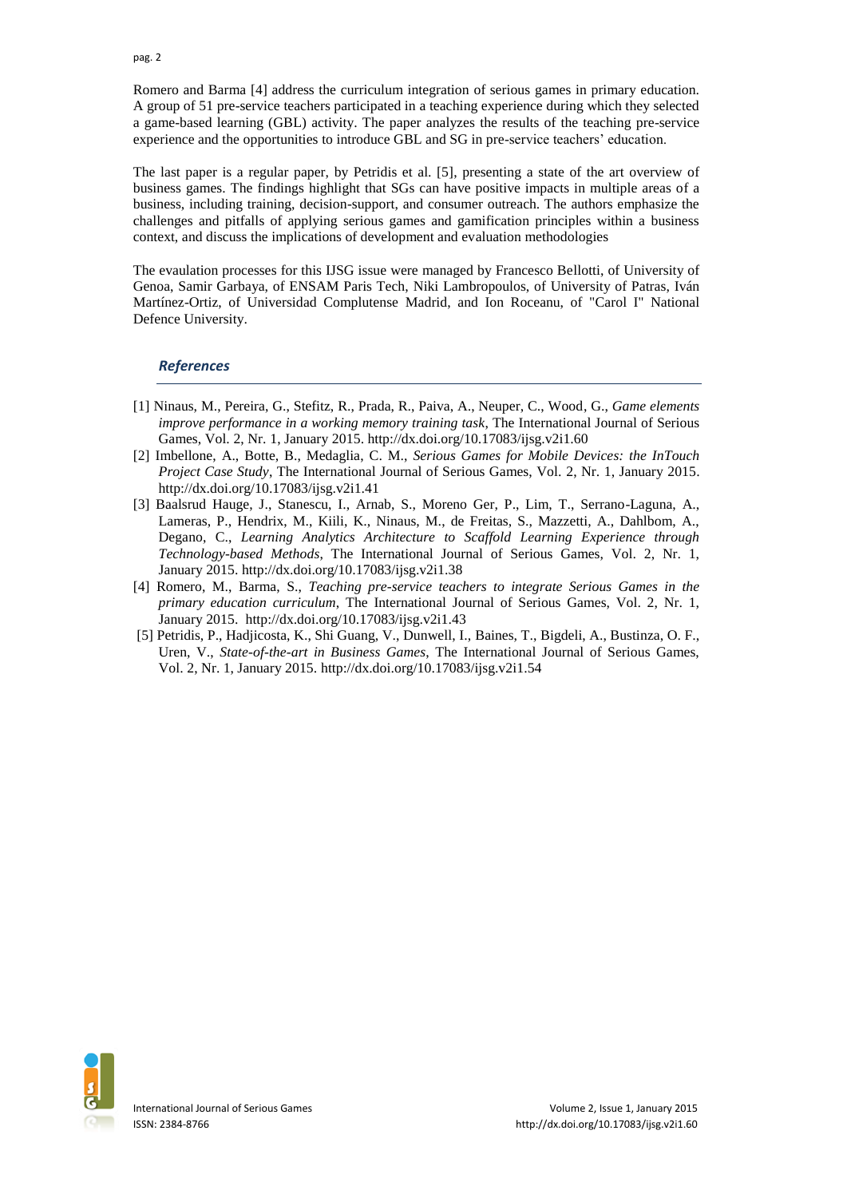Romero and Barma [4] address the curriculum integration of serious games in primary education. A group of 51 pre-service teachers participated in a teaching experience during which they selected a game-based learning (GBL) activity. The paper analyzes the results of the teaching pre-service experience and the opportunities to introduce GBL and SG in pre-service teachers' education.

The last paper is a regular paper, by Petridis et al. [5], presenting a state of the art overview of business games. The findings highlight that SGs can have positive impacts in multiple areas of a business, including training, decision-support, and consumer outreach. The authors emphasize the challenges and pitfalls of applying serious games and gamification principles within a business context, and discuss the implications of development and evaluation methodologies

The evaulation processes for this IJSG issue were managed by Francesco Bellotti, of University of Genoa, Samir Garbaya, of ENSAM Paris Tech, Niki Lambropoulos, of University of Patras, Iván Martínez-Ortiz, of Universidad Complutense Madrid, and Ion Roceanu, of "Carol I" National Defence University.

## *References*

[1] Ninaus, M., Pereira, G., Stefitz, R., Prada, R., Paiva, A., Neuper, C., Wood, G., *Game elements improve performance in a working memory training task*, The International Journal of Serious Games, Vol. 2, Nr. 1, January 2015. http://dx.doi.org/10.17083/ijsg.v2i1.60

[2] Imbellone, A., Botte, B., Medaglia, C. M., *Serious Games for Mobile Devices: the InTouch Project Case Study*, The International Journal of Serious Games, Vol. 2, Nr. 1, January 2015. http://dx.doi.org/10.17083/ijsg.v2i1.41

[3] Baalsrud Hauge, J., Stanescu, I., Arnab, S., Moreno Ger, P., Lim, T., Serrano-Laguna, A., Lameras, P., Hendrix, M., Kiili, K., Ninaus, M., de Freitas, S., Mazzetti, A., Dahlbom, A., Degano, C., *Learning Analytics Architecture to Scaffold Learning Experience through Technology-based Methods*, The International Journal of Serious Games, Vol. 2, Nr. 1, January 2015. http://dx.doi.org/10.17083/ijsg.v2i1.38

[4] Romero, M., Barma, S., *Teaching pre-service teachers to integrate Serious Games in the primary education curriculum*, The International Journal of Serious Games, Vol. 2, Nr. 1, January 2015. http://dx.doi.org/10.17083/ijsg.v2i1.43

[5] Petridis, P., Hadjicosta, K., Shi Guang, V., Dunwell, I., Baines, T., Bigdeli, A., Bustinza, O. F., Uren, V., *State-of-the-art in Business Games*, The International Journal of Serious Games, Vol. 2, Nr. 1, January 2015. http://dx.doi.org/10.17083/ijsg.v2i1.54